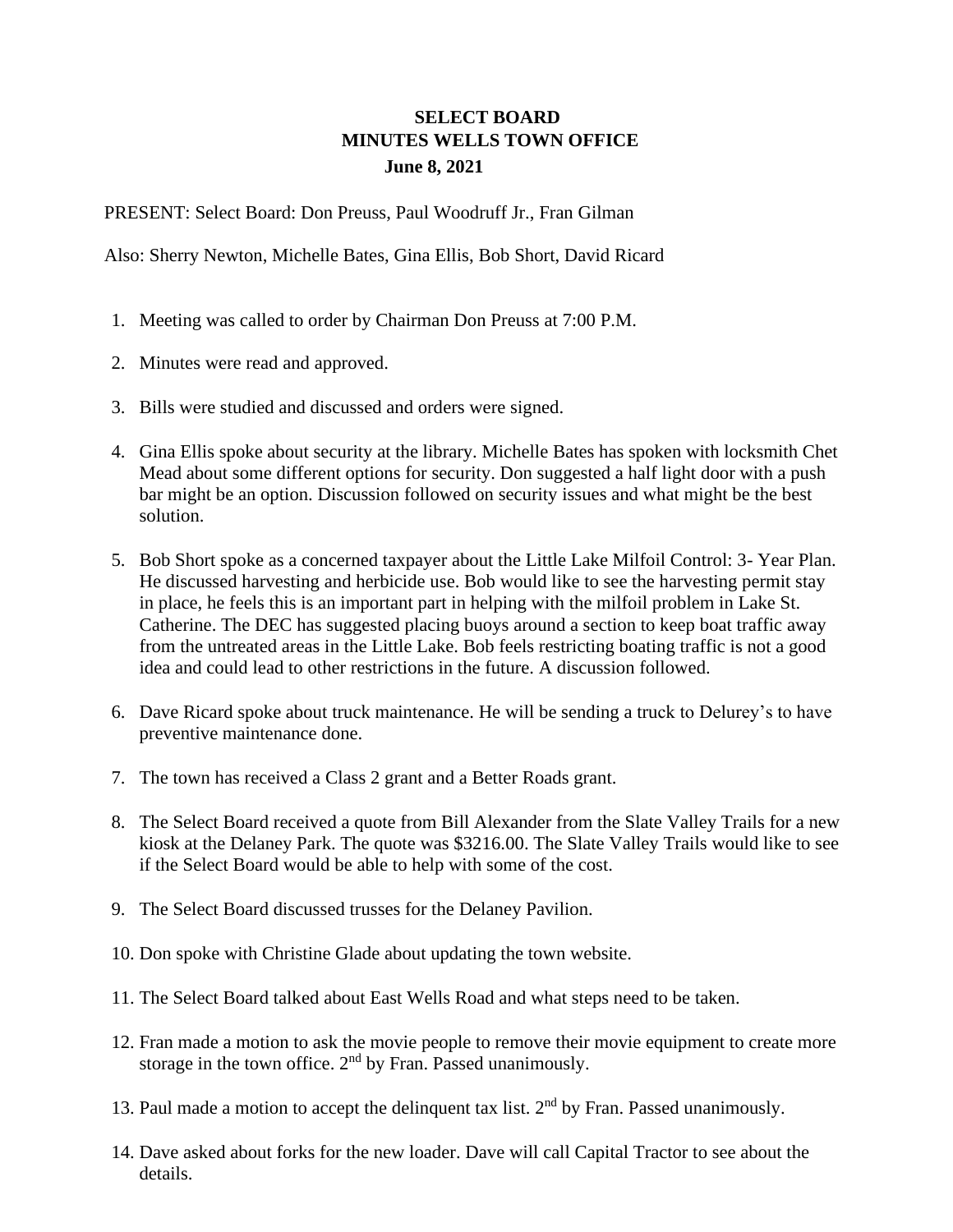# SELECT BOARD
## MINUTES WELLS TOWN OFFICE
### June 8, 2021

PRESENT: Select Board: Don Preuss, Paul Woodruff Jr., Fran Gilman

Also: Sherry Newton, Michelle Bates, Gina Ellis, Bob Short, David Ricard

1. Meeting was called to order by Chairman Don Preuss at 7:00 P.M.

2. Minutes were read and approved.

3. Bills were studied and discussed and orders were signed.

4. Gina Ellis spoke about security at the library. Michelle Bates has spoken with locksmith Chet Mead about some different options for security. Don suggested a half light door with a push bar might be an option. Discussion followed on security issues and what might be the best solution.

5. Bob Short spoke as a concerned taxpayer about the Little Lake Milfoil Control: 3- Year Plan. He discussed harvesting and herbicide use. Bob would like to see the harvesting permit stay in place, he feels this is an important part in helping with the milfoil problem in Lake St. Catherine. The DEC has suggested placing buoys around a section to keep boat traffic away from the untreated areas in the Little Lake. Bob feels restricting boating traffic is not a good idea and could lead to other restrictions in the future. A discussion followed.

6. Dave Ricard spoke about truck maintenance. He will be sending a truck to Delurey's to have preventive maintenance done.

7. The town has received a Class 2 grant and a Better Roads grant.

8. The Select Board received a quote from Bill Alexander from the Slate Valley Trails for a new kiosk at the Delaney Park. The quote was $3216.00. The Slate Valley Trails would like to see if the Select Board would be able to help with some of the cost.

9. The Select Board discussed trusses for the Delaney Pavilion.

10. Don spoke with Christine Glade about updating the town website.

11. The Select Board talked about East Wells Road and what steps need to be taken.

12. Fran made a motion to ask the movie people to remove their movie equipment to create more storage in the town office. 2nd by Fran. Passed unanimously.

13. Paul made a motion to accept the delinquent tax list. 2nd by Fran. Passed unanimously.

14. Dave asked about forks for the new loader. Dave will call Capital Tractor to see about the details.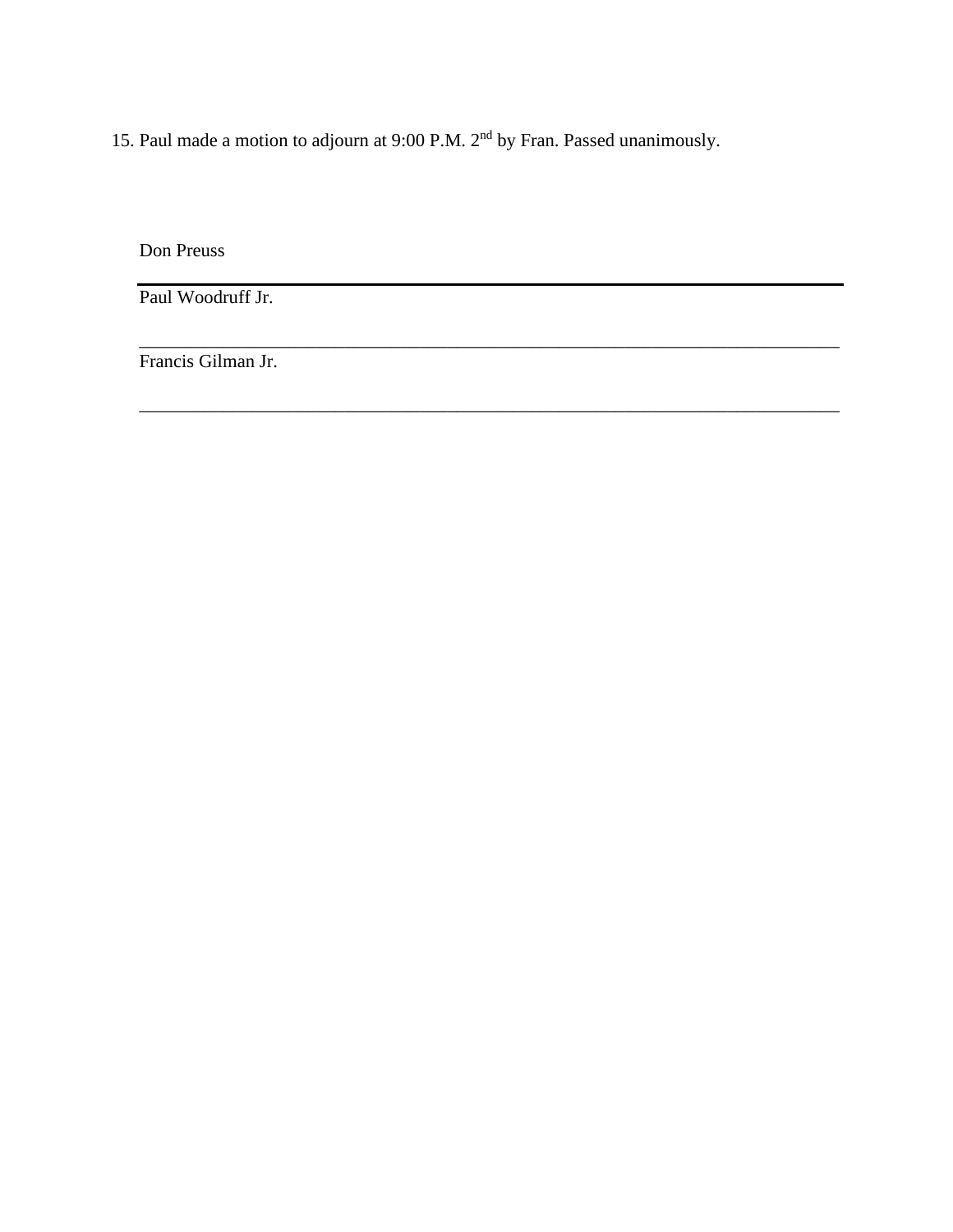15. Paul made a motion to adjourn at 9:00 P.M. 2nd by Fran. Passed unanimously.

Don Preuss

---

Paul Woodruff Jr.

\_\_\_\_\_\_\_\_\_\_\_\_\_\_\_\_\_\_\_\_\_\_\_\_\_\_\_\_\_\_\_\_\_\_\_\_\_\_\_\_\_\_\_\_\_\_\_\_\_\_\_\_\_\_\_\_\_\_\_\_\_\_\_\_\_\_\_\_\_\_\_\_\_\_

Francis Gilman Jr.

\_\_\_\_\_\_\_\_\_\_\_\_\_\_\_\_\_\_\_\_\_\_\_\_\_\_\_\_\_\_\_\_\_\_\_\_\_\_\_\_\_\_\_\_\_\_\_\_\_\_\_\_\_\_\_\_\_\_\_\_\_\_\_\_\_\_\_\_\_\_\_\_\_\_